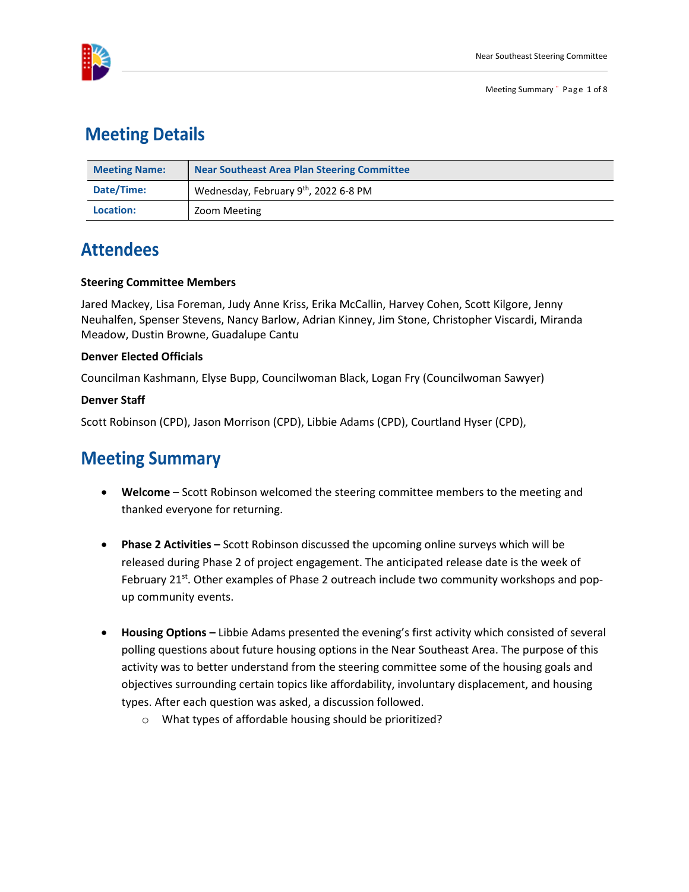# Meeting Details

| Meeting Name: | Near Southeast Area Plan Steering Committee |
|---|---|
| Date/Time: | Wednesday, February 9th, 2022 6-8 PM |
| Location: | Zoom Meeting |

# Attendees

**Steering Committee Members**

Jared Mackey, Lisa Foreman, Judy Anne Kriss, Erika McCallin, Harvey Cohen, Scott Kilgore, Jenny Neuhalfen, Spenser Stevens, Nancy Barlow, Adrian Kinney, Jim Stone, Christopher Viscardi, Miranda Meadow, Dustin Browne, Guadalupe Cantu

**Denver Elected Officials**

Councilman Kashmann, Elyse Bupp, Councilwoman Black, Logan Fry (Councilwoman Sawyer)

**Denver Staff**

Scott Robinson (CPD), Jason Morrison (CPD), Libbie Adams (CPD), Courtland Hyser (CPD),

# Meeting Summary

- **Welcome** – Scott Robinson welcomed the steering committee members to the meeting and thanked everyone for returning.

- **Phase 2 Activities –** Scott Robinson discussed the upcoming online surveys which will be released during Phase 2 of project engagement. The anticipated release date is the week of February 21st. Other examples of Phase 2 outreach include two community workshops and pop-up community events.

- **Housing Options –** Libbie Adams presented the evening's first activity which consisted of several polling questions about future housing options in the Near Southeast Area. The purpose of this activity was to better understand from the steering committee some of the housing goals and objectives surrounding certain topics like affordability, involuntary displacement, and housing types. After each question was asked, a discussion followed.
  - What types of affordable housing should be prioritized?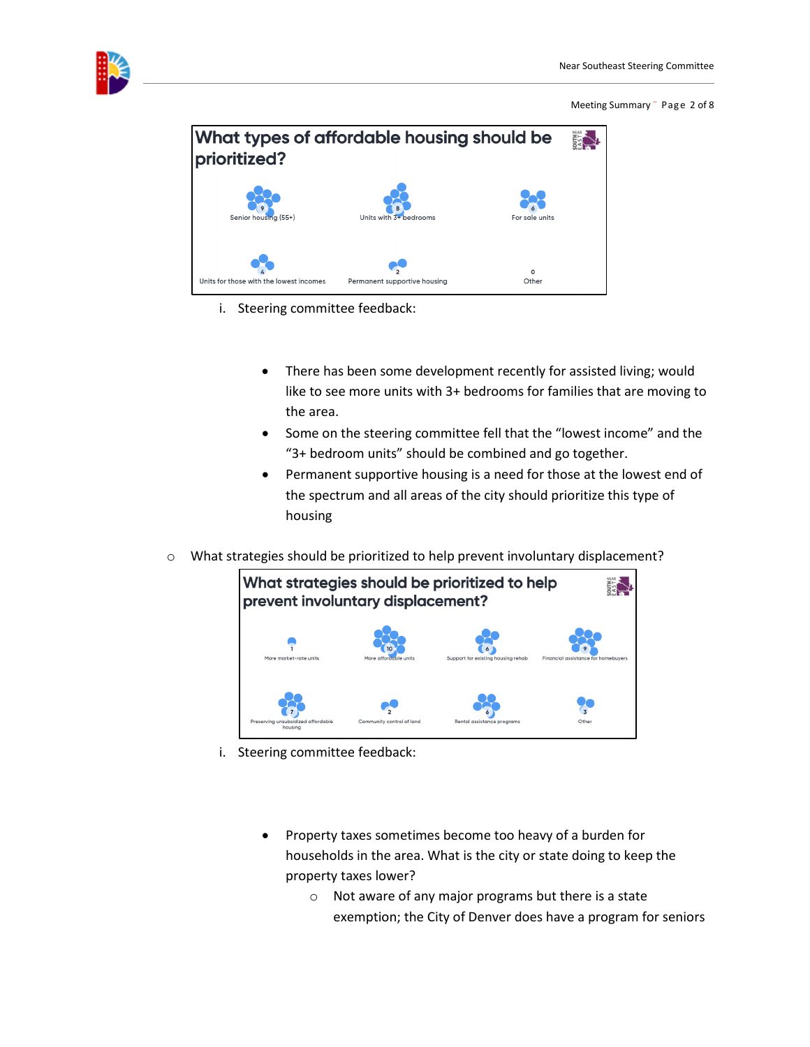**What types of affordable housing should be prioritized?**

| Option | Votes |
|---|---|
| Senior housing (55+) | 9 |
| Units with 3+ bedrooms | 8 |
| For sale units | 6 |
| Units for those with the lowest incomes | 4 |
| Permanent supportive housing | 2 |
| Other | 0 |

i. Steering committee feedback:

- There has been some development recently for assisted living; would like to see more units with 3+ bedrooms for families that are moving to the area.
- Some on the steering committee fell that the "lowest income" and the "3+ bedroom units" should be combined and go together.
- Permanent supportive housing is a need for those at the lowest end of the spectrum and all areas of the city should prioritize this type of housing

- What strategies should be prioritized to help prevent involuntary displacement?

**What strategies should be prioritized to help prevent involuntary displacement?**

| Option | Votes |
|---|---|
| More market-rate units | 1 |
| More affordable units | 10 |
| Support for existing housing rehab | 6 |
| Financial assistance for homebuyers | 9 |
| Preserving unsubsidized affordable housing | 7 |
| Community control of land | 2 |
| Rental assistance programs | 6 |
| Other | 3 |

i. Steering committee feedback:

- Property taxes sometimes become too heavy of a burden for households in the area. What is the city or state doing to keep the property taxes lower?
  - Not aware of any major programs but there is a state exemption; the City of Denver does have a program for seniors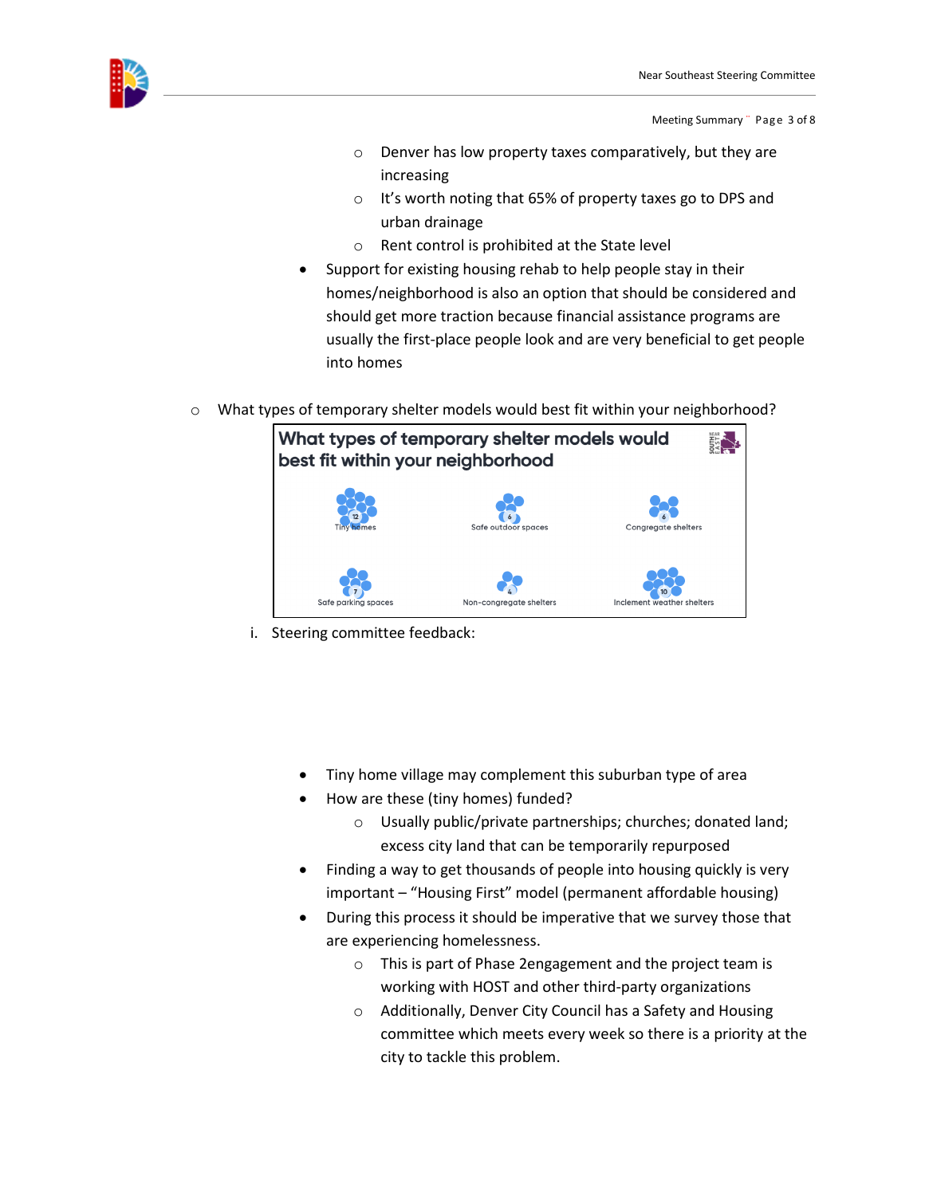- Denver has low property taxes comparatively, but they are increasing
  - It's worth noting that 65% of property taxes go to DPS and urban drainage
  - Rent control is prohibited at the State level
- Support for existing housing rehab to help people stay in their homes/neighborhood is also an option that should be considered and should get more traction because financial assistance programs are usually the first-place people look and are very beneficial to get people into homes

- What types of temporary shelter models would best fit within your neighborhood?

**What types of temporary shelter models would best fit within your neighborhood**

| Shelter model | Votes |
|---|---|
| Tiny homes | 12 |
| Safe outdoor spaces | 6 |
| Congregate shelters | 6 |
| Safe parking spaces | 7 |
| Non-congregate shelters | 4 |
| Inclement weather shelters | 10 |

i. Steering committee feedback:

- Tiny home village may complement this suburban type of area
- How are these (tiny homes) funded?
  - Usually public/private partnerships; churches; donated land; excess city land that can be temporarily repurposed
- Finding a way to get thousands of people into housing quickly is very important – "Housing First" model (permanent affordable housing)
- During this process it should be imperative that we survey those that are experiencing homelessness.
  - This is part of Phase 2engagement and the project team is working with HOST and other third-party organizations
  - Additionally, Denver City Council has a Safety and Housing committee which meets every week so there is a priority at the city to tackle this problem.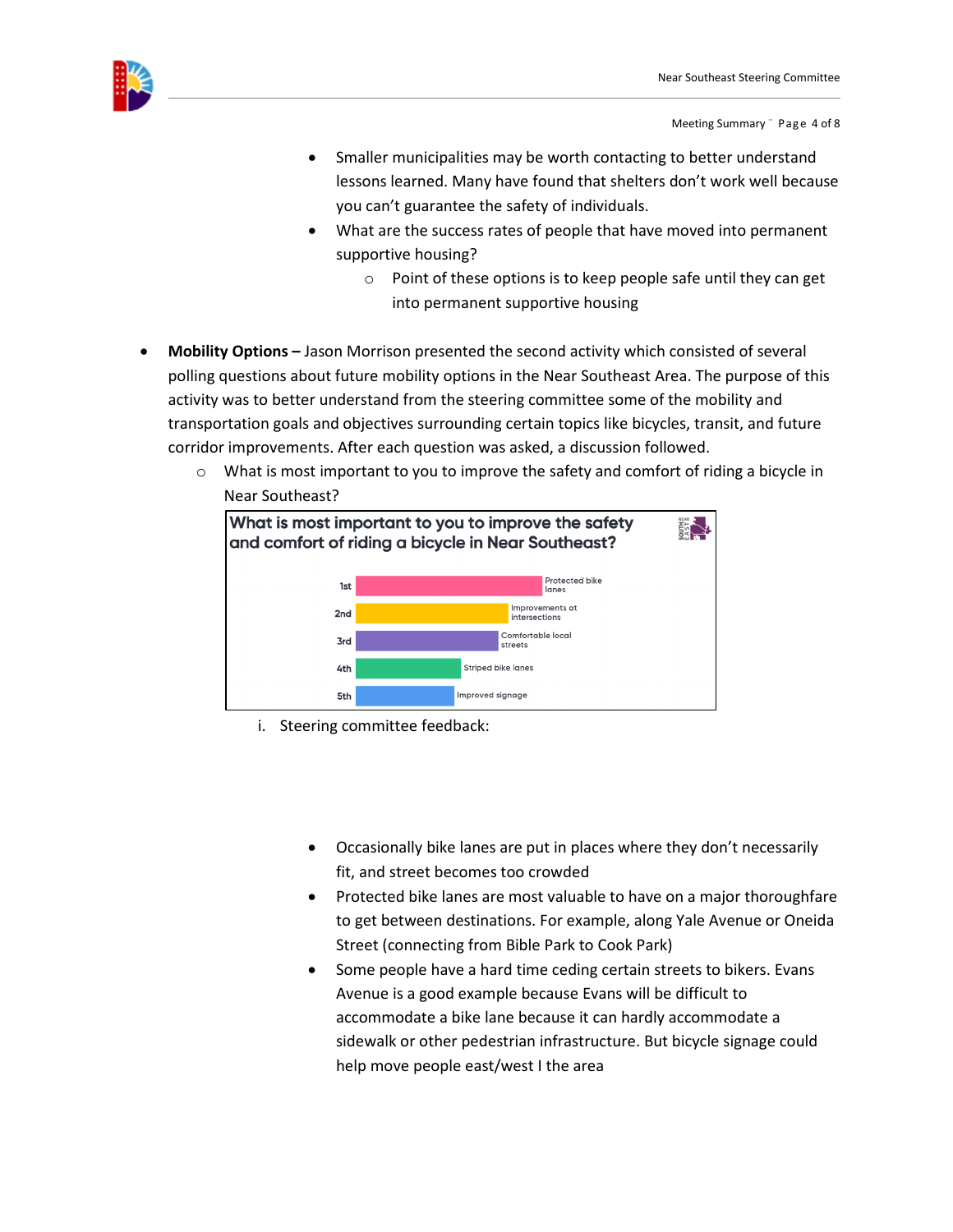- Smaller municipalities may be worth contacting to better understand lessons learned. Many have found that shelters don't work well because you can't guarantee the safety of individuals.
- What are the success rates of people that have moved into permanent supportive housing?
  - Point of these options is to keep people safe until they can get into permanent supportive housing

- **Mobility Options –** Jason Morrison presented the second activity which consisted of several polling questions about future mobility options in the Near Southeast Area. The purpose of this activity was to better understand from the steering committee some of the mobility and transportation goals and objectives surrounding certain topics like bicycles, transit, and future corridor improvements. After each question was asked, a discussion followed.
  - What is most important to you to improve the safety and comfort of riding a bicycle in Near Southeast?

**What is most important to you to improve the safety and comfort of riding a bicycle in Near Southeast?**

| Rank | Option |
|---|---|
| 1st | Protected bike lanes |
| 2nd | Improvements at intersections |
| 3rd | Comfortable local streets |
| 4th | Striped bike lanes |
| 5th | Improved signage |

i. Steering committee feedback:

- Occasionally bike lanes are put in places where they don't necessarily fit, and street becomes too crowded
- Protected bike lanes are most valuable to have on a major thoroughfare to get between destinations. For example, along Yale Avenue or Oneida Street (connecting from Bible Park to Cook Park)
- Some people have a hard time ceding certain streets to bikers. Evans Avenue is a good example because Evans will be difficult to accommodate a bike lane because it can hardly accommodate a sidewalk or other pedestrian infrastructure. But bicycle signage could help move people east/west I the area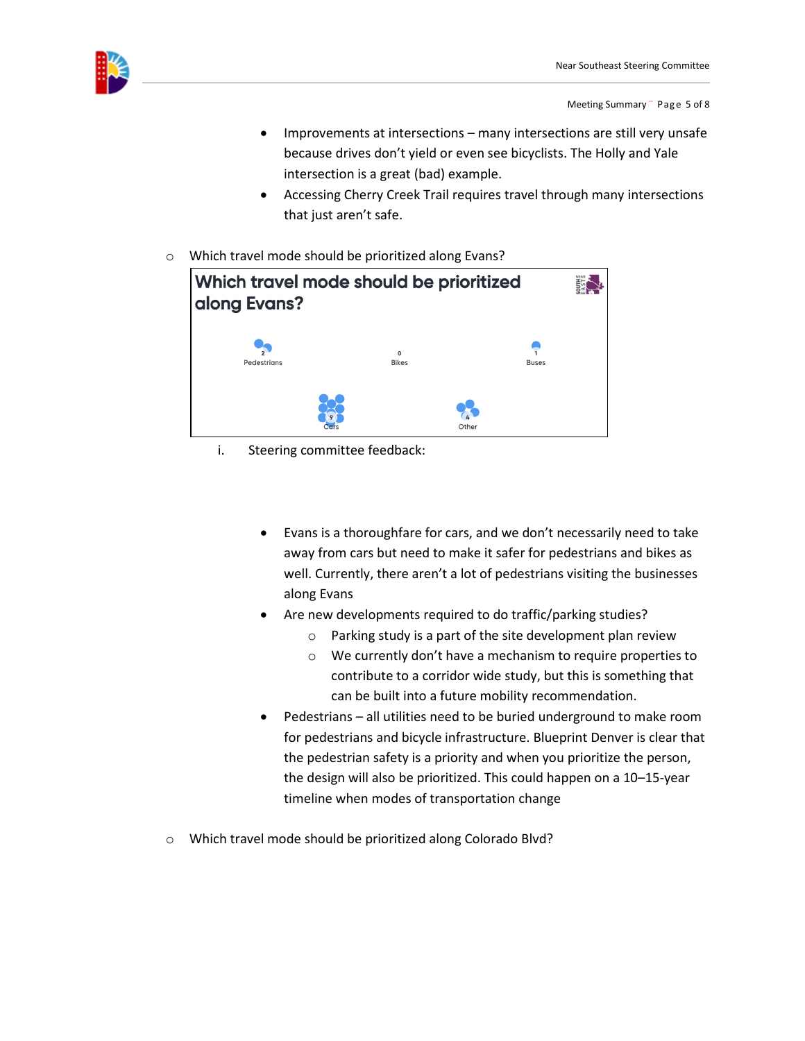- Improvements at intersections – many intersections are still very unsafe because drives don't yield or even see bicyclists. The Holly and Yale intersection is a great (bad) example.
- Accessing Cherry Creek Trail requires travel through many intersections that just aren't safe.

- Which travel mode should be prioritized along Evans?

**Which travel mode should be prioritized along Evans?**

| Pedestrians | Bikes | Buses | Cars | Other |
|---|---|---|---|---|
| 2 | 0 | 1 | 9 | 4 |

i. Steering committee feedback:

- Evans is a thoroughfare for cars, and we don't necessarily need to take away from cars but need to make it safer for pedestrians and bikes as well. Currently, there aren't a lot of pedestrians visiting the businesses along Evans
- Are new developments required to do traffic/parking studies?
  - Parking study is a part of the site development plan review
  - We currently don't have a mechanism to require properties to contribute to a corridor wide study, but this is something that can be built into a future mobility recommendation.
- Pedestrians – all utilities need to be buried underground to make room for pedestrians and bicycle infrastructure. Blueprint Denver is clear that the pedestrian safety is a priority and when you prioritize the person, the design will also be prioritized. This could happen on a 10–15-year timeline when modes of transportation change

- Which travel mode should be prioritized along Colorado Blvd?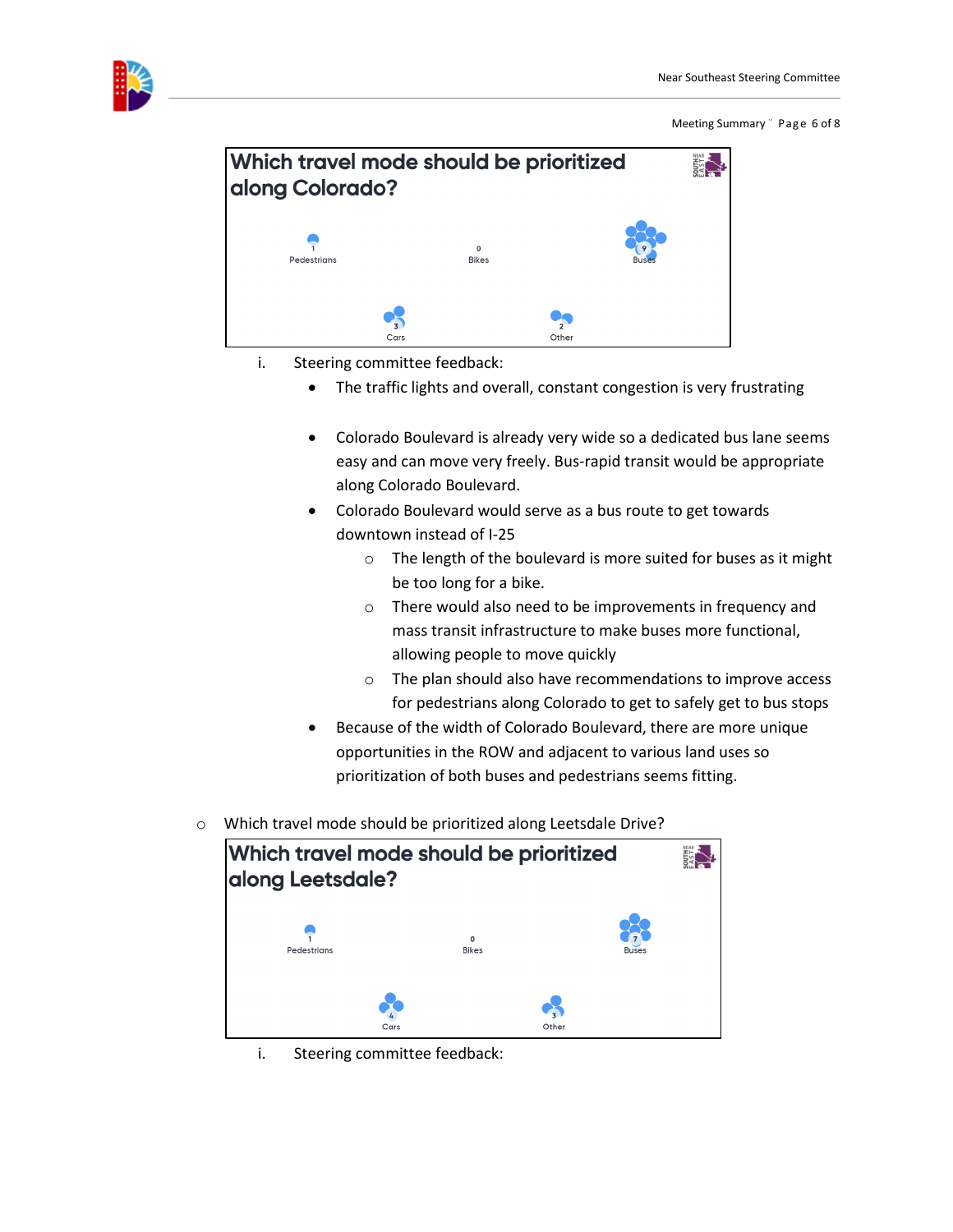**Which travel mode should be prioritized along Colorado?**

| Pedestrians | Bikes | Buses | Cars | Other |
|---|---|---|---|---|
| 1 | 0 | 9 | 3 | 2 |

i. Steering committee feedback:

- The traffic lights and overall, constant congestion is very frustrating
- Colorado Boulevard is already very wide so a dedicated bus lane seems easy and can move very freely. Bus-rapid transit would be appropriate along Colorado Boulevard.
- Colorado Boulevard would serve as a bus route to get towards downtown instead of I-25
  - The length of the boulevard is more suited for buses as it might be too long for a bike.
  - There would also need to be improvements in frequency and mass transit infrastructure to make buses more functional, allowing people to move quickly
  - The plan should also have recommendations to improve access for pedestrians along Colorado to get to safely get to bus stops
- Because of the width of Colorado Boulevard, there are more unique opportunities in the ROW and adjacent to various land uses so prioritization of both buses and pedestrians seems fitting.

- Which travel mode should be prioritized along Leetsdale Drive?

**Which travel mode should be prioritized along Leetsdale?**

| Pedestrians | Bikes | Buses | Cars | Other |
|---|---|---|---|---|
| 1 | 0 | 7 | 4 | 3 |

i. Steering committee feedback: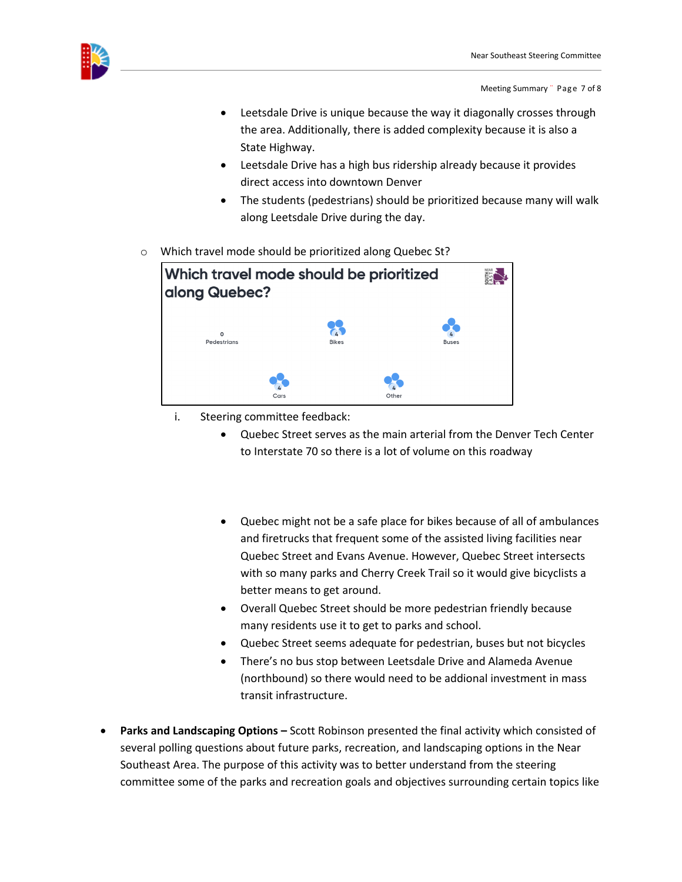- Leetsdale Drive is unique because the way it diagonally crosses through the area. Additionally, there is added complexity because it is also a State Highway.
- Leetsdale Drive has a high bus ridership already because it provides direct access into downtown Denver
- The students (pedestrians) should be prioritized because many will walk along Leetsdale Drive during the day.

- Which travel mode should be prioritized along Quebec St?

**Which travel mode should be prioritized along Quebec?**

| Pedestrians | Bikes | Buses | Cars | Other |
|---|---|---|---|---|
| 0 | 4 | 4 | 4 | 4 |

i. Steering committee feedback:

- Quebec Street serves as the main arterial from the Denver Tech Center to Interstate 70 so there is a lot of volume on this roadway
- Quebec might not be a safe place for bikes because of all of ambulances and firetrucks that frequent some of the assisted living facilities near Quebec Street and Evans Avenue. However, Quebec Street intersects with so many parks and Cherry Creek Trail so it would give bicyclists a better means to get around.
- Overall Quebec Street should be more pedestrian friendly because many residents use it to get to parks and school.
- Quebec Street seems adequate for pedestrian, buses but not bicycles
- There's no bus stop between Leetsdale Drive and Alameda Avenue (northbound) so there would need to be addional investment in mass transit infrastructure.

- **Parks and Landscaping Options –** Scott Robinson presented the final activity which consisted of several polling questions about future parks, recreation, and landscaping options in the Near Southeast Area. The purpose of this activity was to better understand from the steering committee some of the parks and recreation goals and objectives surrounding certain topics like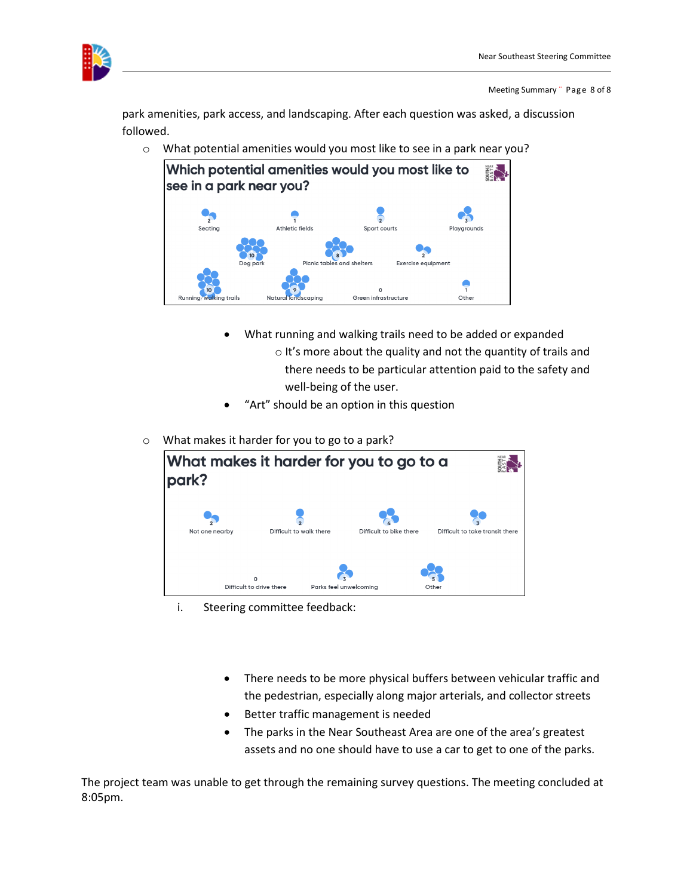park amenities, park access, and landscaping. After each question was asked, a discussion followed.

- What potential amenities would you most like to see in a park near you?

Which potential amenities would you most like to see in a park near you?

2
Seating

1
Athletic fields

2
Sport courts

3
Playgrounds

10
Dog park

8
Picnic tables and shelters

2
Exercise equipment

10
Running/ walking trails

9
Natural landscaping

0
Green infrastructure

1
Other

  - What running and walking trails need to be added or expanded
    - It's more about the quality and not the quantity of trails and there needs to be particular attention paid to the safety and well-being of the user.
  - "Art" should be an option in this question

- What makes it harder for you to go to a park?

What makes it harder for you to go to a park?

2
Not one nearby

2
Difficult to walk there

4
Difficult to bike there

3
Difficult to take transit there

0
Difficult to drive there

3
Parks feel unwelcoming

5
Other

i. Steering committee feedback:

  - There needs to be more physical buffers between vehicular traffic and the pedestrian, especially along major arterials, and collector streets
  - Better traffic management is needed
  - The parks in the Near Southeast Area are one of the area's greatest assets and no one should have to use a car to get to one of the parks.

The project team was unable to get through the remaining survey questions. The meeting concluded at 8:05pm.